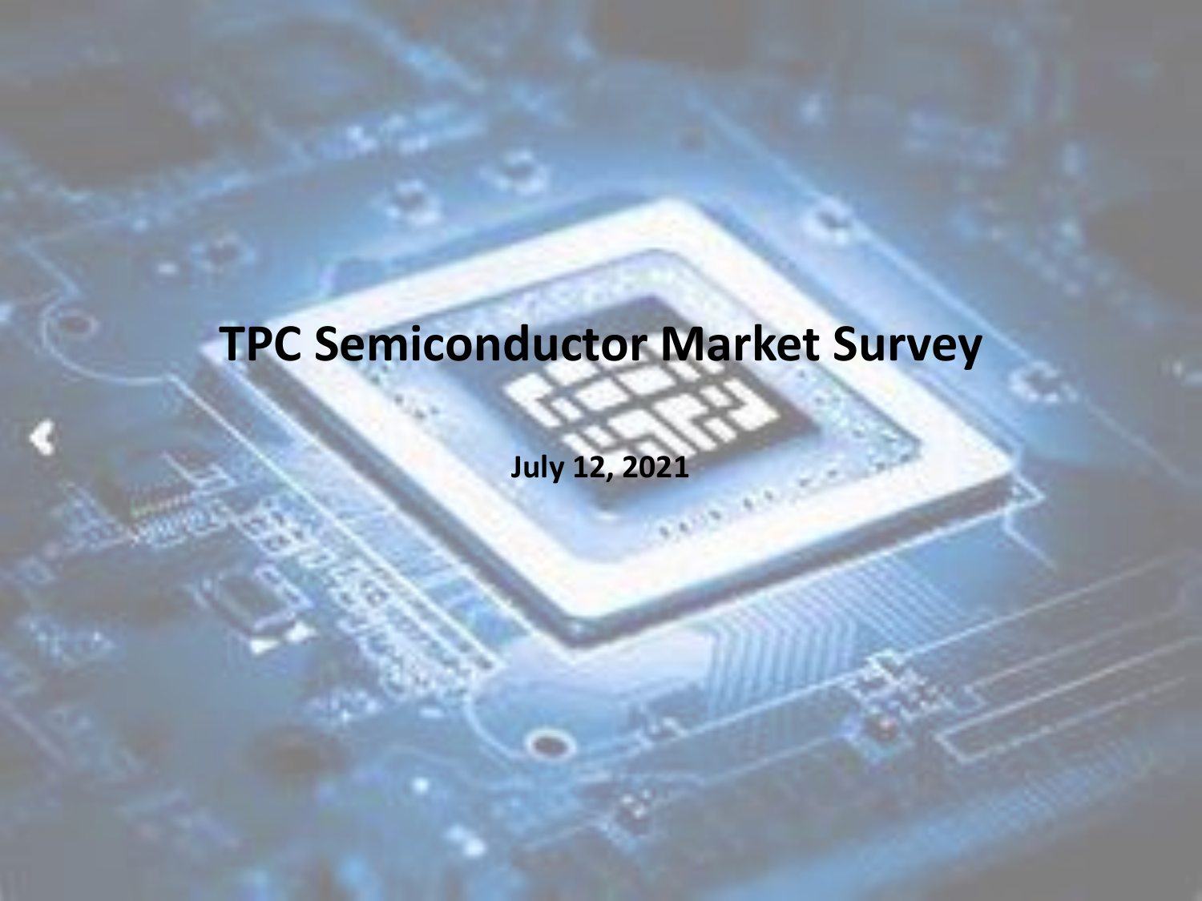# TPC Semiconductor Market Survey

**July 12, 2021**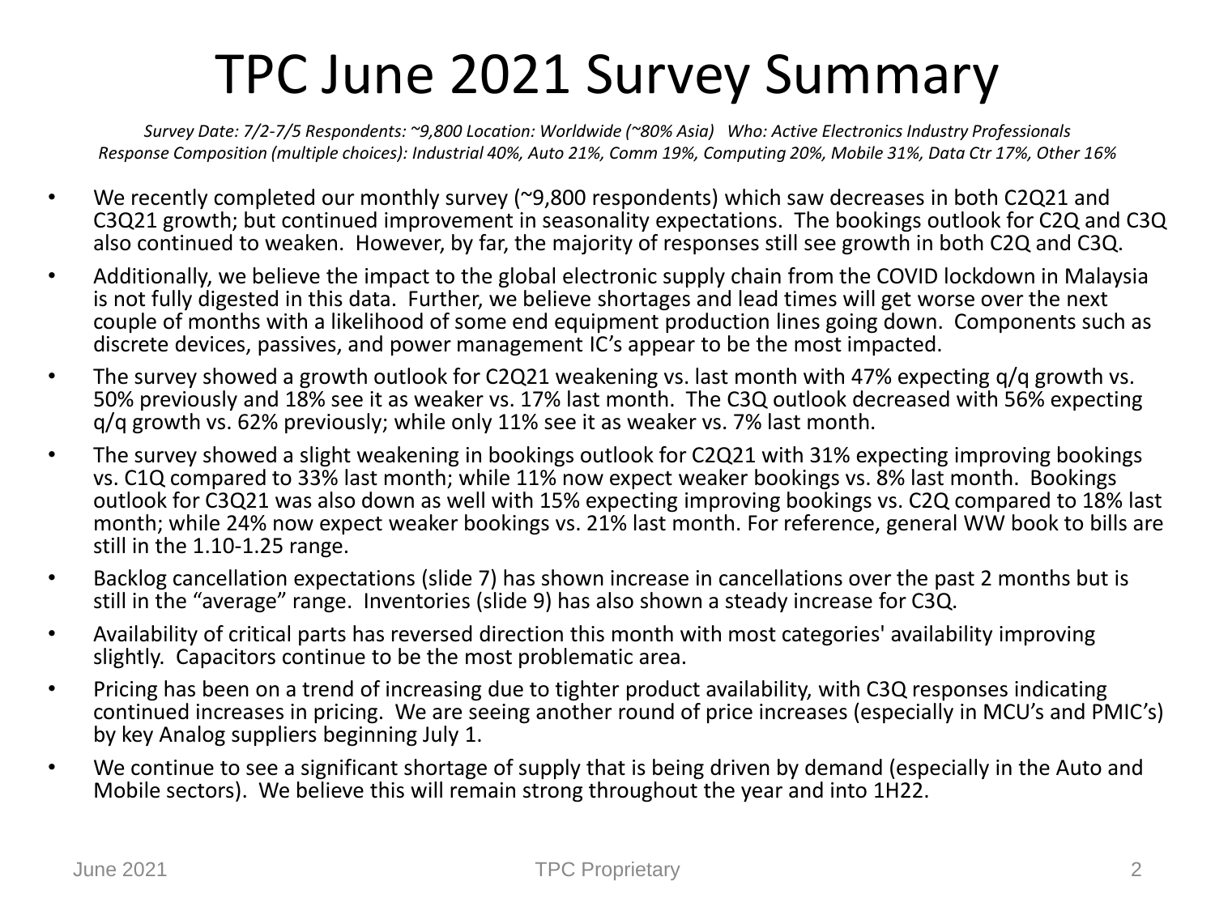# TPC June 2021 Survey Summary

*Survey Date: 7/2-7/5 Respondents: ~9,800 Location: Worldwide (~80% Asia) Who: Active Electronics Industry Professionals*
*Response Composition (multiple choices): Industrial 40%, Auto 21%, Comm 19%, Computing 20%, Mobile 31%, Data Ctr 17%, Other 16%*

- We recently completed our monthly survey (~9,800 respondents) which saw decreases in both C2Q21 and C3Q21 growth; but continued improvement in seasonality expectations. The bookings outlook for C2Q and C3Q also continued to weaken. However, by far, the majority of responses still see growth in both C2Q and C3Q.
- Additionally, we believe the impact to the global electronic supply chain from the COVID lockdown in Malaysia is not fully digested in this data. Further, we believe shortages and lead times will get worse over the next couple of months with a likelihood of some end equipment production lines going down. Components such as discrete devices, passives, and power management IC's appear to be the most impacted.
- The survey showed a growth outlook for C2Q21 weakening vs. last month with 47% expecting q/q growth vs. 50% previously and 18% see it as weaker vs. 17% last month. The C3Q outlook decreased with 56% expecting q/q growth vs. 62% previously; while only 11% see it as weaker vs. 7% last month.
- The survey showed a slight weakening in bookings outlook for C2Q21 with 31% expecting improving bookings vs. C1Q compared to 33% last month; while 11% now expect weaker bookings vs. 8% last month. Bookings outlook for C3Q21 was also down as well with 15% expecting improving bookings vs. C2Q compared to 18% last month; while 24% now expect weaker bookings vs. 21% last month. For reference, general WW book to bills are still in the 1.10-1.25 range.
- Backlog cancellation expectations (slide 7) has shown increase in cancellations over the past 2 months but is still in the "average" range. Inventories (slide 9) has also shown a steady increase for C3Q.
- Availability of critical parts has reversed direction this month with most categories' availability improving slightly. Capacitors continue to be the most problematic area.
- Pricing has been on a trend of increasing due to tighter product availability, with C3Q responses indicating continued increases in pricing. We are seeing another round of price increases (especially in MCU's and PMIC's) by key Analog suppliers beginning July 1.
- We continue to see a significant shortage of supply that is being driven by demand (especially in the Auto and Mobile sectors). We believe this will remain strong throughout the year and into 1H22.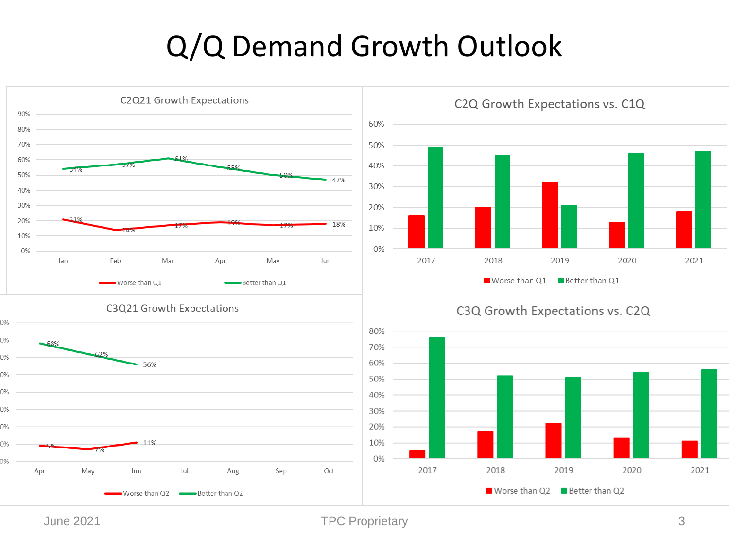# Q/Q Demand Growth Outlook

## C2Q21 Growth Expectations

| | Jan | Feb | Mar | Apr | May | Jun |
|---|---|---|---|---|---|---|
| Worse than Q1 | 21% | 14% | 17% | 19% | 17% | 18% |
| Better than Q1 | 54% | 57% | 61% | 55% | 50% | 47% |

## C2Q Growth Expectations vs. C1Q

Worse than Q1 / Better than Q1 — 2017, 2018, 2019, 2020, 2021

## C3Q21 Growth Expectations

| | Apr | May | Jun | Jul | Aug | Sep | Oct |
|---|---|---|---|---|---|---|---|
| Worse than Q2 | 9% | 7% | 11% | | | | |
| Better than Q2 | 68% | 62% | 56% | | | | |

## C3Q Growth Expectations vs. C2Q

Worse than Q2 / Better than Q2 — 2017, 2018, 2019, 2020, 2021

June 2021 TPC Proprietary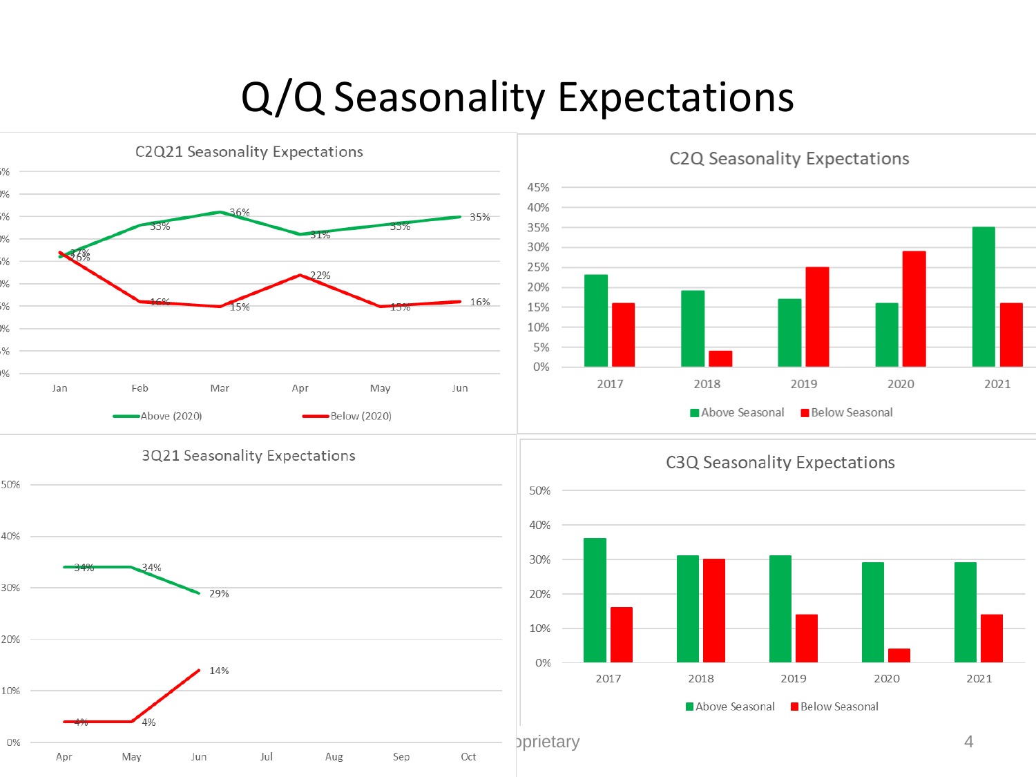# Q/Q Seasonality Expectations

## C2Q21 Seasonality Expectations

| | Jan | Feb | Mar | Apr | May | Jun |
|---|---|---|---|---|---|---|
| Above (2020) | 26% | 33% | 36% | 31% | 33% | 35% |
| Below (2020) | 27% | 16% | 15% | 22% | 15% | 16% |

## C2Q Seasonality Expectations

| | 2017 | 2018 | 2019 | 2020 | 2021 |
|---|---|---|---|---|---|
| Above Seasonal | 23% | 19% | 17% | 16% | 35% |
| Below Seasonal | 16% | 4% | 25% | 29% | 16% |

## 3Q21 Seasonality Expectations

| | Apr | May | Jun | Jul | Aug | Sep | Oct |
|---|---|---|---|---|---|---|---|
| Above | 34% | 34% | 29% | | | | |
| Below | 4% | 4% | 14% | | | | |

## C3Q Seasonality Expectations

| | 2017 | 2018 | 2019 | 2020 | 2021 |
|---|---|---|---|---|---|
| Above Seasonal | 36% | 31% | 31% | 29% | 29% |
| Below Seasonal | 16% | 30% | 14% | 4% | 14% |

oprietary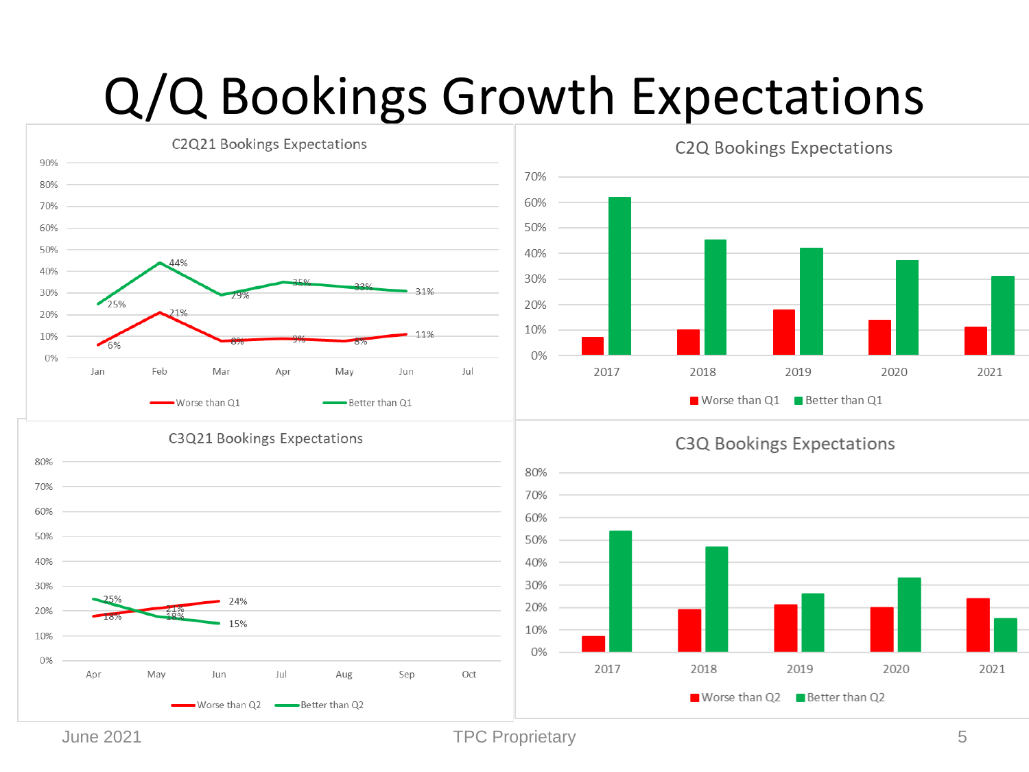# Q/Q Bookings Growth Expectations

**C2Q21 Bookings Expectations**

| | Jan | Feb | Mar | Apr | May | Jun |
|---|---|---|---|---|---|---|
| Worse than Q1 | 6% | 21% | 8% | 9% | 8% | 11% |
| Better than Q1 | 25% | 44% | 29% | 35% | 33% | 31% |

**C2Q Bookings Expectations**

Legend: Worse than Q1, Better than Q1

Years: 2017, 2018, 2019, 2020, 2021

**C3Q21 Bookings Expectations**

| | Apr | May | Jun |
|---|---|---|---|
| Worse than Q2 | 18% | 21% | 24% |
| Better than Q2 | 25% | 18% | 15% |

**C3Q Bookings Expectations**

Legend: Worse than Q2, Better than Q2

Years: 2017, 2018, 2019, 2020, 2021

June 2021 TPC Proprietary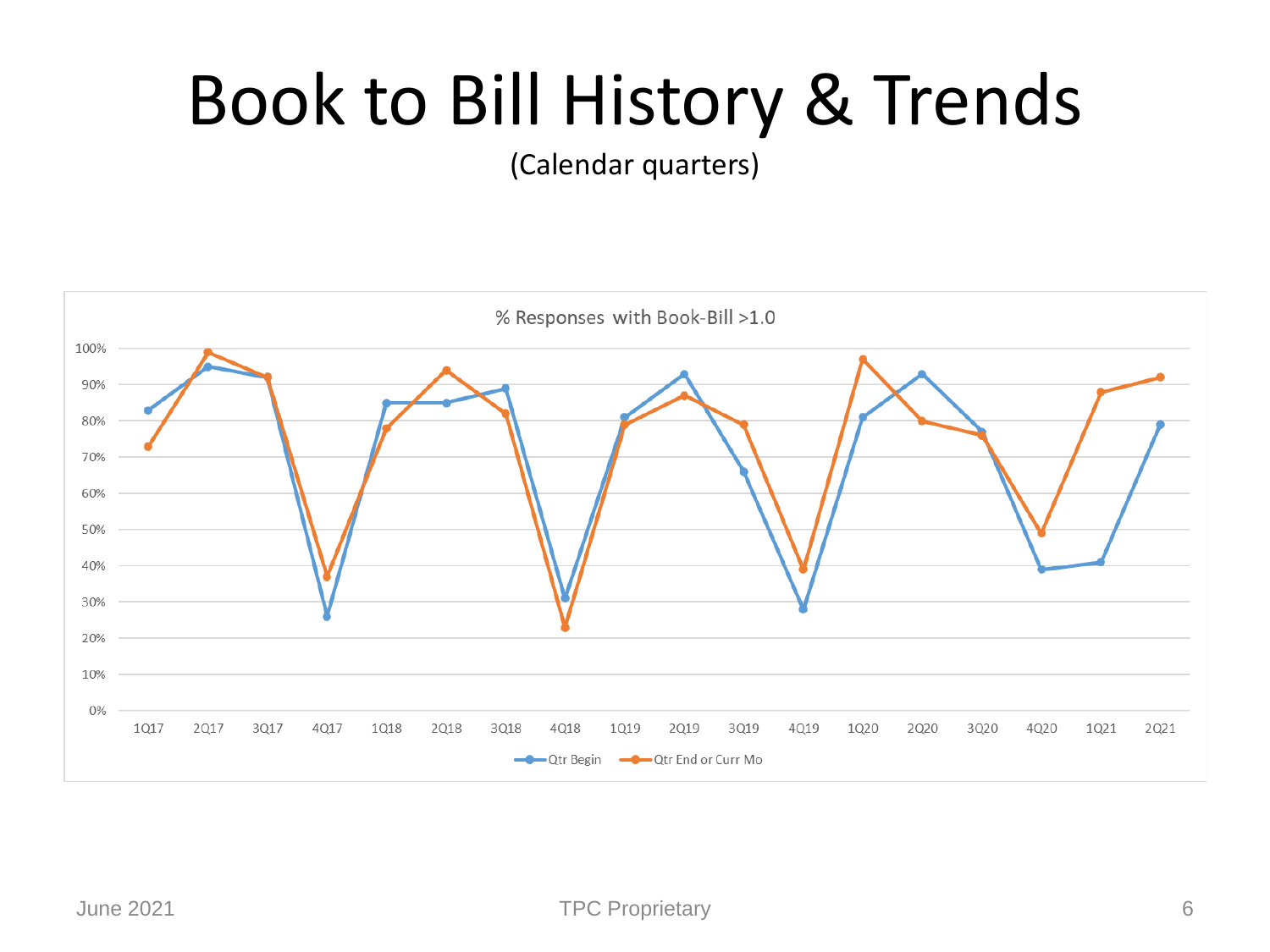# Book to Bill History & Trends

(Calendar quarters)

% Responses with Book-Bill >1.0

| Quarter | Qtr Begin | Qtr End or Curr Mo |
|---|---|---|
| 1Q17 | 83% | 73% |
| 2Q17 | 95% | 99% |
| 3Q17 | 92% | 92% |
| 4Q17 | 26% | 37% |
| 1Q18 | 85% | 78% |
| 2Q18 | 85% | 94% |
| 3Q18 | 89% | 82% |
| 4Q18 | 31% | 23% |
| 1Q19 | 81% | 79% |
| 2Q19 | 93% | 87% |
| 3Q19 | 66% | 79% |
| 4Q19 | 28% | 39% |
| 1Q20 | 81% | 97% |
| 2Q20 | 93% | 80% |
| 3Q20 | 77% | 76% |
| 4Q20 | 39% | 49% |
| 1Q21 | 41% | 88% |
| 2Q21 | 79% | 92% |

June 2021 TPC Proprietary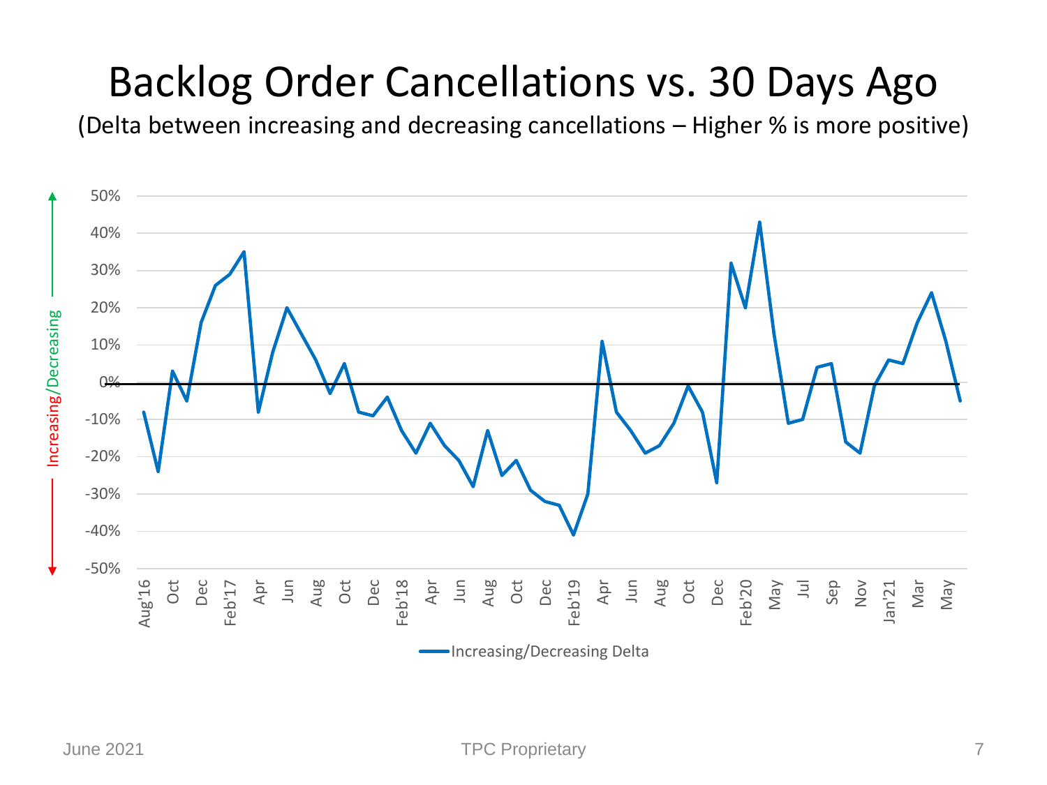# Backlog Order Cancellations vs. 30 Days Ago

(Delta between increasing and decreasing cancellations – Higher % is more positive)

Increasing/Decreasing

50%
40%
30%
20%
10%
0%
-10%
-20%
-30%
-40%
-50%

Aug'16 Oct Dec Feb'17 Apr Jun Aug Oct Dec Feb'18 Apr Jun Aug Oct Dec Feb'19 Apr Jun Aug Oct Dec Feb'20 May Jul Sep Nov Jan'21 Mar May

Increasing/Decreasing Delta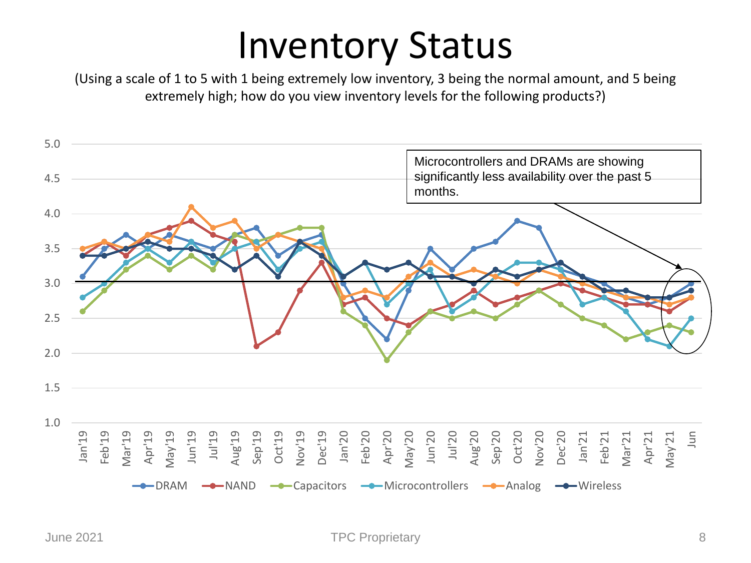# Inventory Status

(Using a scale of 1 to 5 with 1 being extremely low inventory, 3 being the normal amount, and 5 being extremely high; how do you view inventory levels for the following products?)

Microcontrollers and DRAMs are showing significantly less availability over the past 5 months.

DRAM, NAND, Capacitors, Microcontrollers, Analog, Wireless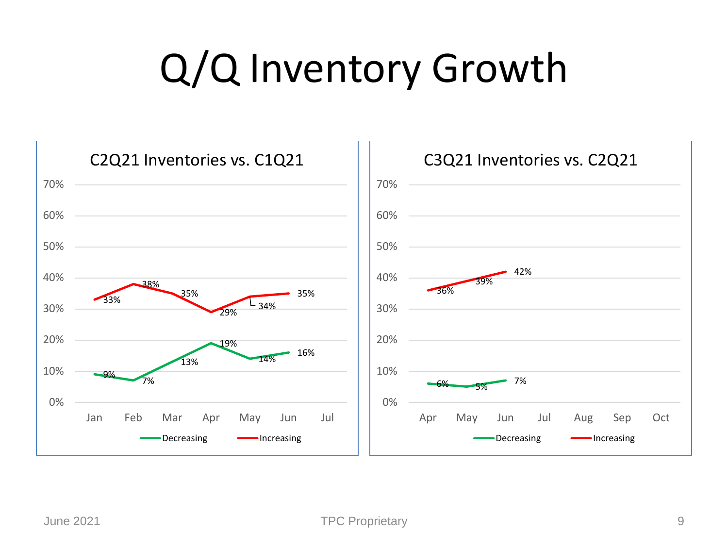# Q/Q Inventory Growth

**C2Q21 Inventories vs. C1Q21**

| Month | Decreasing | Increasing |
|---|---|---|
| Jan | 9% | 33% |
| Feb | 7% | 38% |
| Mar | 13% | 35% |
| Apr | 19% | 29% |
| May | 14% | 34% |
| Jun | 16% | 35% |
| Jul | | |

**C3Q21 Inventories vs. C2Q21**

| Month | Decreasing | Increasing |
|---|---|---|
| Apr | 6% | 36% |
| May | 5% | 39% |
| Jun | 7% | 42% |
| Jul | | |
| Aug | | |
| Sep | | |
| Oct | | |

June 2021 TPC Proprietary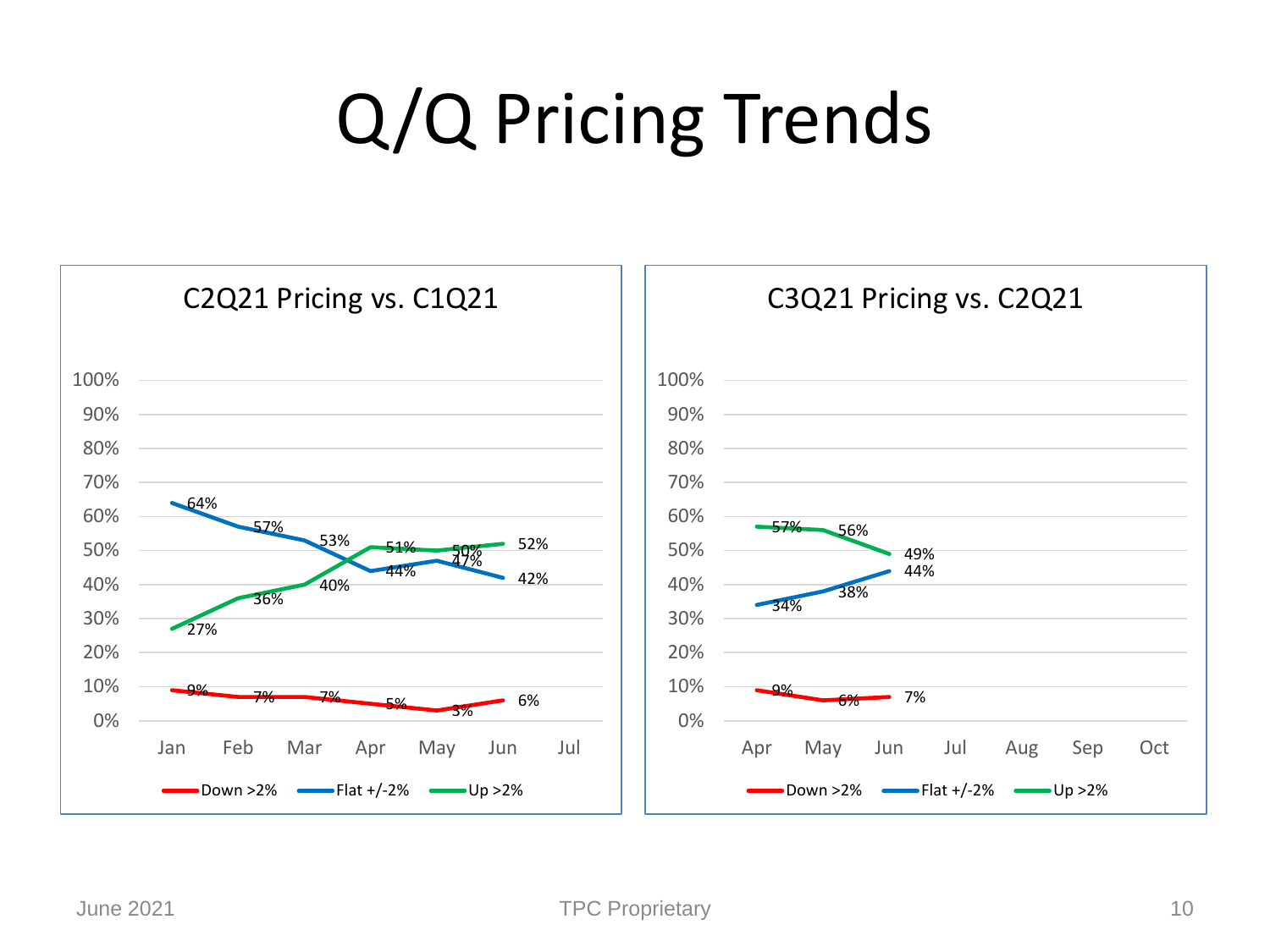# Q/Q Pricing Trends

## C2Q21 Pricing vs. C1Q21

| Month | Down >2% | Flat +/-2% | Up >2% |
|---|---|---|---|
| Jan | 9% | 64% | 27% |
| Feb | 7% | 57% | 36% |
| Mar | 7% | 53% | 40% |
| Apr | 5% | 44% | 51% |
| May | 3% | 47% | 50% |
| Jun | 6% | 42% | 52% |
| Jul | | | |

## C3Q21 Pricing vs. C2Q21

| Month | Down >2% | Flat +/-2% | Up >2% |
|---|---|---|---|
| Apr | 9% | 34% | 57% |
| May | 6% | 38% | 56% |
| Jun | 7% | 44% | 49% |
| Jul | | | |
| Aug | | | |
| Sep | | | |
| Oct | | | |

June 2021 TPC Proprietary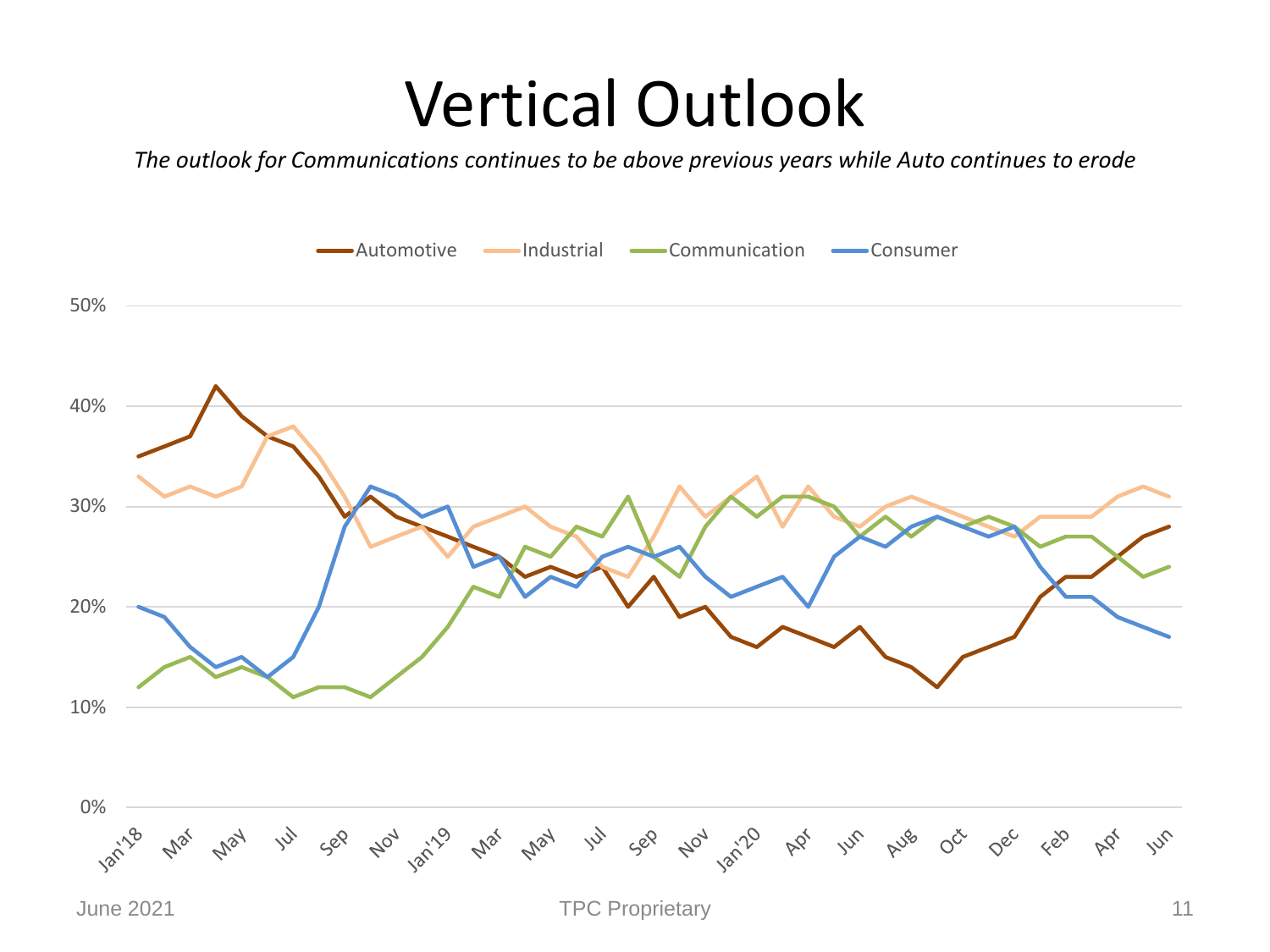# Vertical Outlook

*The outlook for Communications continues to be above previous years while Auto continues to erode*

Automotive
Industrial
Communication
Consumer

50%
40%
30%
20%
10%
0%

Jan'18
Mar
May
Jul
Sep
Nov
Jan'19
Mar
May
Jul
Sep
Nov
Jan'20
Apr
Jun
Aug
Oct
Dec
Feb
Apr
Jun

June 2021

TPC Proprietary